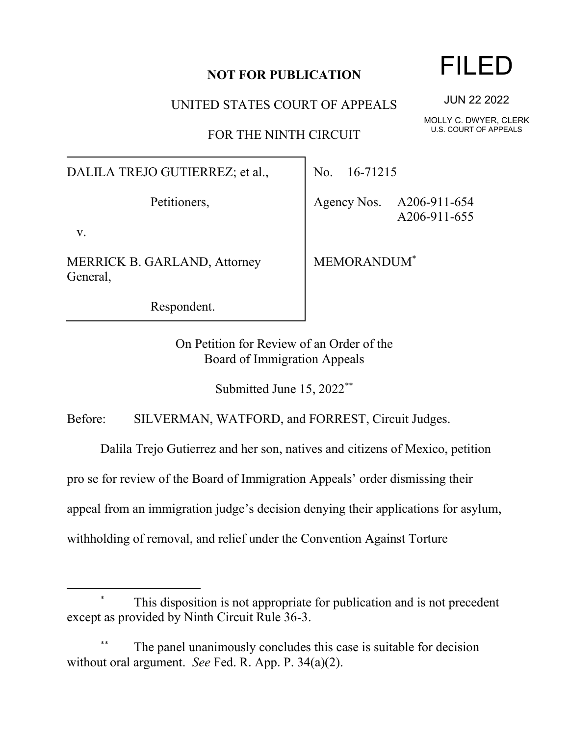**NOT FOR PUBLICATION**

# FILED

JUN 22 2022

MOLLY C. DWYER, CLERK
U.S. COURT OF APPEALS

UNITED STATES COURT OF APPEALS

FOR THE NINTH CIRCUIT

| | |
|---|---|
| DALILA TREJO GUTIERREZ; et al.,<br><br>Petitioners,<br><br>v.<br><br>MERRICK B. GARLAND, Attorney General,<br><br>Respondent. | No. 16-71215<br><br>Agency Nos. A206-911-654<br>A206-911-655<br><br>MEMORANDUM* |

On Petition for Review of an Order of the
Board of Immigration Appeals

Submitted June 15, 2022**

Before: SILVERMAN, WATFORD, and FORREST, Circuit Judges.

Dalila Trejo Gutierrez and her son, natives and citizens of Mexico, petition pro se for review of the Board of Immigration Appeals' order dismissing their appeal from an immigration judge's decision denying their applications for asylum, withholding of removal, and relief under the Convention Against Torture

---

\* This disposition is not appropriate for publication and is not precedent except as provided by Ninth Circuit Rule 36-3.

\*\* The panel unanimously concludes this case is suitable for decision without oral argument. *See* Fed. R. App. P. 34(a)(2).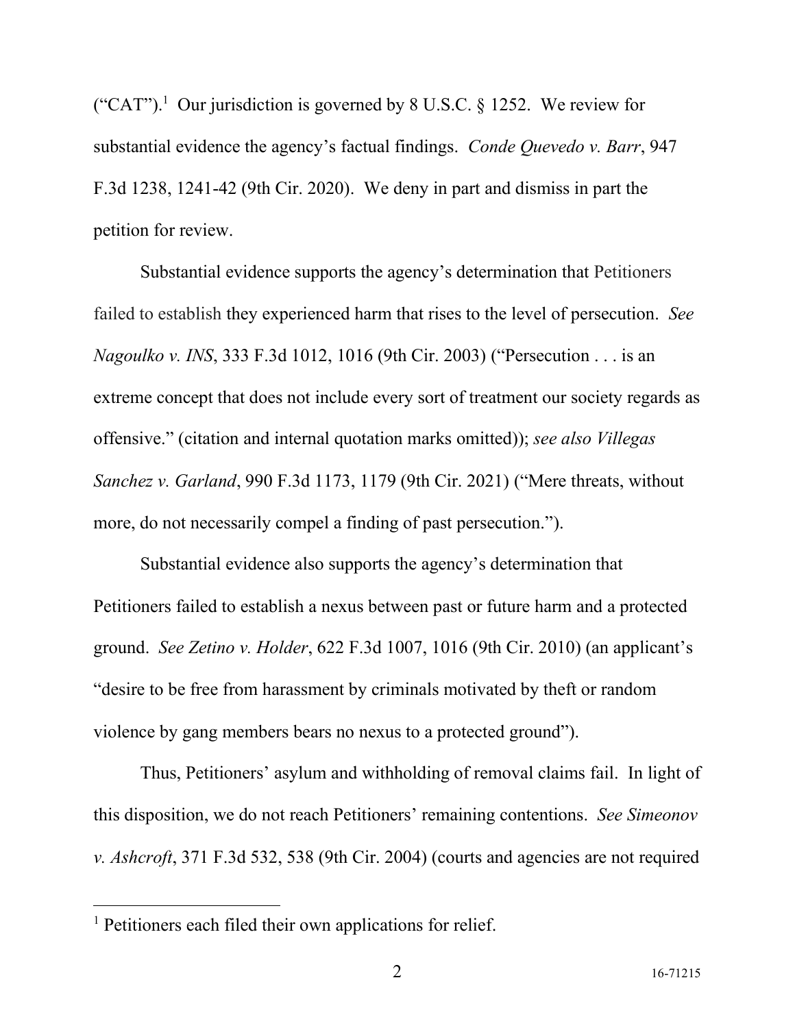("CAT").[1] Our jurisdiction is governed by 8 U.S.C. § 1252. We review for substantial evidence the agency's factual findings. *Conde Quevedo v. Barr*, 947 F.3d 1238, 1241-42 (9th Cir. 2020). We deny in part and dismiss in part the petition for review.

Substantial evidence supports the agency's determination that Petitioners failed to establish they experienced harm that rises to the level of persecution. *See Nagoulko v. INS*, 333 F.3d 1012, 1016 (9th Cir. 2003) ("Persecution . . . is an extreme concept that does not include every sort of treatment our society regards as offensive." (citation and internal quotation marks omitted)); *see also Villegas Sanchez v. Garland*, 990 F.3d 1173, 1179 (9th Cir. 2021) ("Mere threats, without more, do not necessarily compel a finding of past persecution.").

Substantial evidence also supports the agency's determination that Petitioners failed to establish a nexus between past or future harm and a protected ground. *See Zetino v. Holder*, 622 F.3d 1007, 1016 (9th Cir. 2010) (an applicant's "desire to be free from harassment by criminals motivated by theft or random violence by gang members bears no nexus to a protected ground").

Thus, Petitioners' asylum and withholding of removal claims fail. In light of this disposition, we do not reach Petitioners' remaining contentions. *See Simeonov v. Ashcroft*, 371 F.3d 532, 538 (9th Cir. 2004) (courts and agencies are not required

[1] Petitioners each filed their own applications for relief.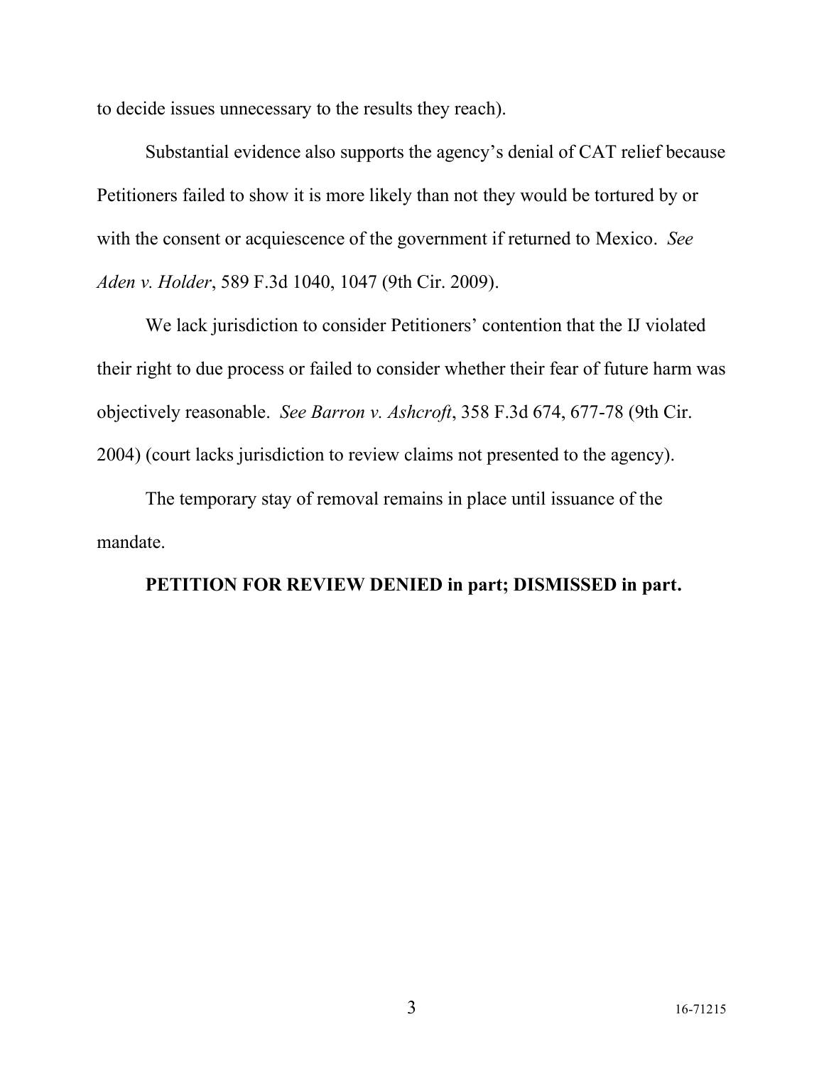to decide issues unnecessary to the results they reach).

Substantial evidence also supports the agency's denial of CAT relief because Petitioners failed to show it is more likely than not they would be tortured by or with the consent or acquiescence of the government if returned to Mexico. *See Aden v. Holder*, 589 F.3d 1040, 1047 (9th Cir. 2009).

We lack jurisdiction to consider Petitioners' contention that the IJ violated their right to due process or failed to consider whether their fear of future harm was objectively reasonable. *See Barron v. Ashcroft*, 358 F.3d 674, 677-78 (9th Cir. 2004) (court lacks jurisdiction to review claims not presented to the agency).

The temporary stay of removal remains in place until issuance of the mandate.

**PETITION FOR REVIEW DENIED in part; DISMISSED in part.**